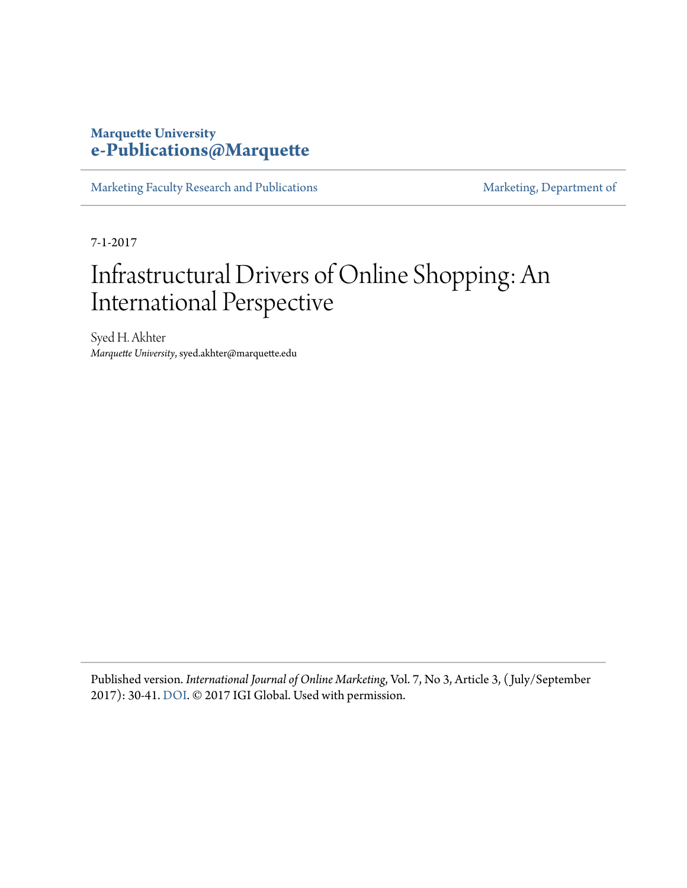**Marquette University**
**e-Publications@Marquette**

Marketing Faculty Research and Publications | Marketing, Department of

7-1-2017

# Infrastructural Drivers of Online Shopping: An International Perspective

Syed H. Akhter
*Marquette University*, syed.akhter@marquette.edu

Published version. *International Journal of Online Marketing*, Vol. 7, No 3, Article 3, (July/September 2017): 30-41. DOI. © 2017 IGI Global. Used with permission.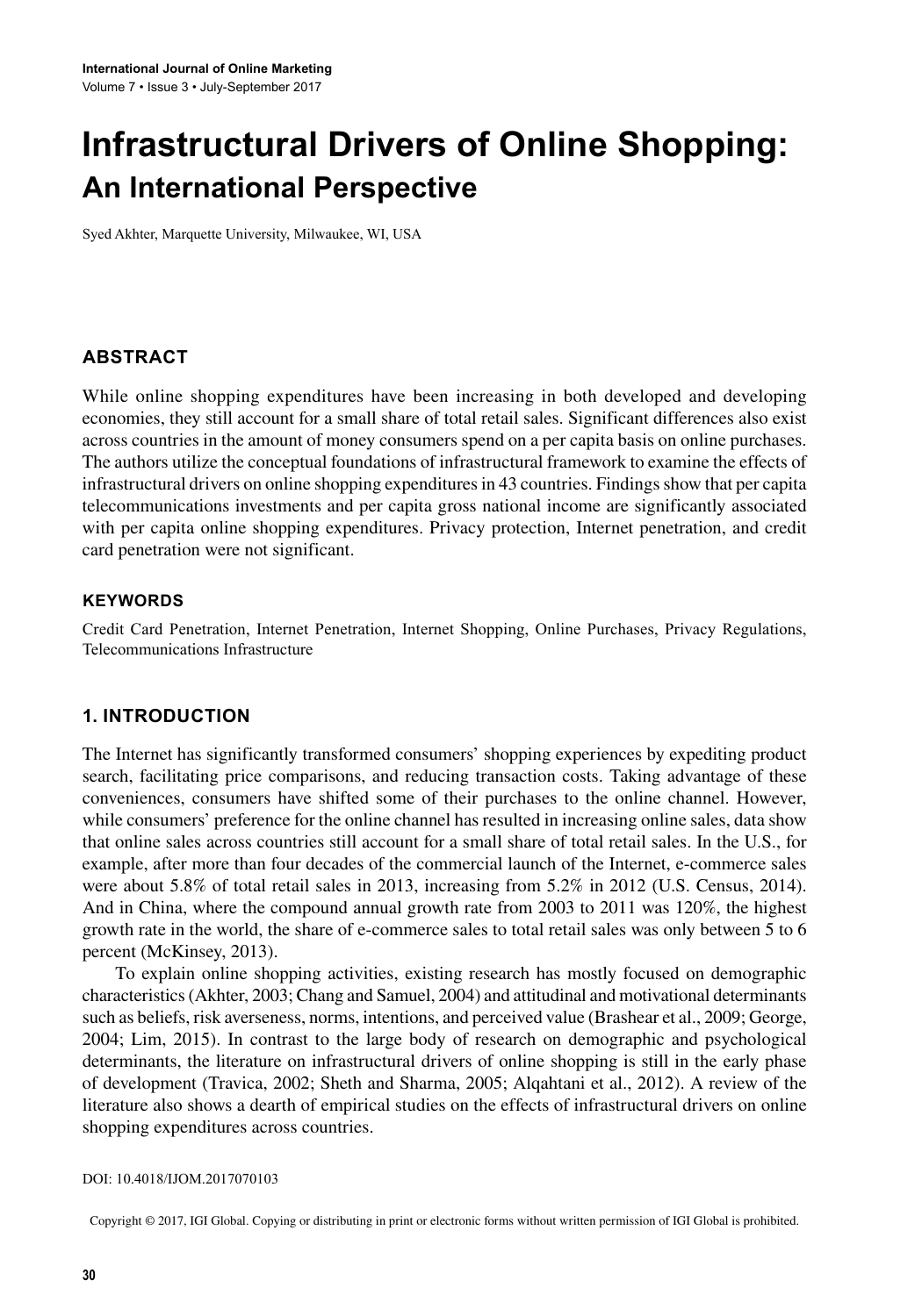# Infrastructural Drivers of Online Shopping:
## An International Perspective

Syed Akhter, Marquette University, Milwaukee, WI, USA

### ABSTRACT

While online shopping expenditures have been increasing in both developed and developing economies, they still account for a small share of total retail sales. Significant differences also exist across countries in the amount of money consumers spend on a per capita basis on online purchases. The authors utilize the conceptual foundations of infrastructural framework to examine the effects of infrastructural drivers on online shopping expenditures in 43 countries. Findings show that per capita telecommunications investments and per capita gross national income are significantly associated with per capita online shopping expenditures. Privacy protection, Internet penetration, and credit card penetration were not significant.

### KEYWORDS

Credit Card Penetration, Internet Penetration, Internet Shopping, Online Purchases, Privacy Regulations, Telecommunications Infrastructure

### 1. INTRODUCTION

The Internet has significantly transformed consumers' shopping experiences by expediting product search, facilitating price comparisons, and reducing transaction costs. Taking advantage of these conveniences, consumers have shifted some of their purchases to the online channel. However, while consumers' preference for the online channel has resulted in increasing online sales, data show that online sales across countries still account for a small share of total retail sales. In the U.S., for example, after more than four decades of the commercial launch of the Internet, e-commerce sales were about 5.8% of total retail sales in 2013, increasing from 5.2% in 2012 (U.S. Census, 2014). And in China, where the compound annual growth rate from 2003 to 2011 was 120%, the highest growth rate in the world, the share of e-commerce sales to total retail sales was only between 5 to 6 percent (McKinsey, 2013).

To explain online shopping activities, existing research has mostly focused on demographic characteristics (Akhter, 2003; Chang and Samuel, 2004) and attitudinal and motivational determinants such as beliefs, risk averseness, norms, intentions, and perceived value (Brashear et al., 2009; George, 2004; Lim, 2015). In contrast to the large body of research on demographic and psychological determinants, the literature on infrastructural drivers of online shopping is still in the early phase of development (Travica, 2002; Sheth and Sharma, 2005; Alqahtani et al., 2012). A review of the literature also shows a dearth of empirical studies on the effects of infrastructural drivers on online shopping expenditures across countries.

DOI: 10.4018/IJOM.2017070103

Copyright © 2017, IGI Global. Copying or distributing in print or electronic forms without written permission of IGI Global is prohibited.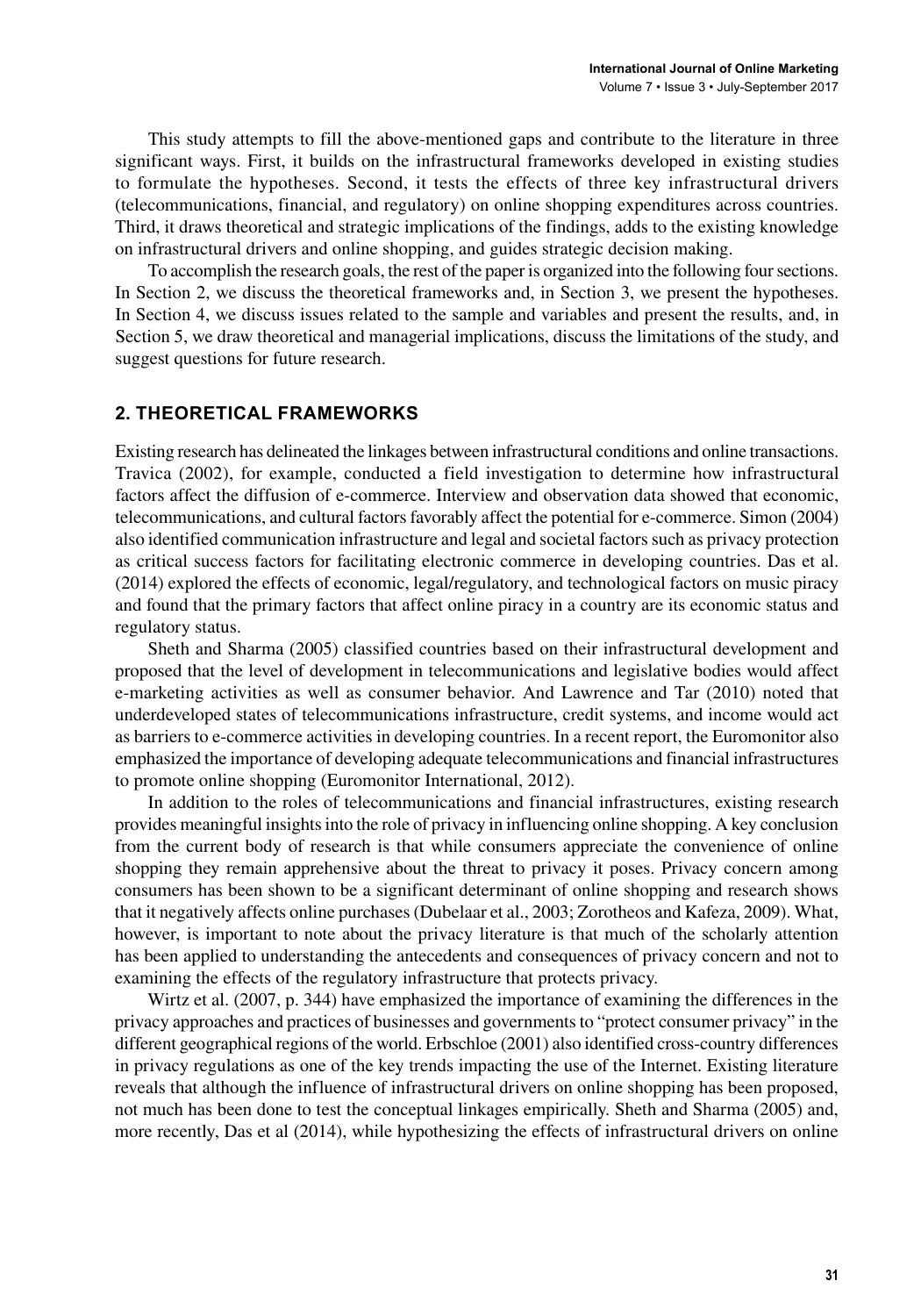This study attempts to fill the above-mentioned gaps and contribute to the literature in three significant ways. First, it builds on the infrastructural frameworks developed in existing studies to formulate the hypotheses. Second, it tests the effects of three key infrastructural drivers (telecommunications, financial, and regulatory) on online shopping expenditures across countries. Third, it draws theoretical and strategic implications of the findings, adds to the existing knowledge on infrastructural drivers and online shopping, and guides strategic decision making.

To accomplish the research goals, the rest of the paper is organized into the following four sections. In Section 2, we discuss the theoretical frameworks and, in Section 3, we present the hypotheses. In Section 4, we discuss issues related to the sample and variables and present the results, and, in Section 5, we draw theoretical and managerial implications, discuss the limitations of the study, and suggest questions for future research.

## 2. THEORETICAL FRAMEWORKS

Existing research has delineated the linkages between infrastructural conditions and online transactions. Travica (2002), for example, conducted a field investigation to determine how infrastructural factors affect the diffusion of e-commerce. Interview and observation data showed that economic, telecommunications, and cultural factors favorably affect the potential for e-commerce. Simon (2004) also identified communication infrastructure and legal and societal factors such as privacy protection as critical success factors for facilitating electronic commerce in developing countries. Das et al. (2014) explored the effects of economic, legal/regulatory, and technological factors on music piracy and found that the primary factors that affect online piracy in a country are its economic status and regulatory status.

Sheth and Sharma (2005) classified countries based on their infrastructural development and proposed that the level of development in telecommunications and legislative bodies would affect e-marketing activities as well as consumer behavior. And Lawrence and Tar (2010) noted that underdeveloped states of telecommunications infrastructure, credit systems, and income would act as barriers to e-commerce activities in developing countries. In a recent report, the Euromonitor also emphasized the importance of developing adequate telecommunications and financial infrastructures to promote online shopping (Euromonitor International, 2012).

In addition to the roles of telecommunications and financial infrastructures, existing research provides meaningful insights into the role of privacy in influencing online shopping. A key conclusion from the current body of research is that while consumers appreciate the convenience of online shopping they remain apprehensive about the threat to privacy it poses. Privacy concern among consumers has been shown to be a significant determinant of online shopping and research shows that it negatively affects online purchases (Dubelaar et al., 2003; Zorotheos and Kafeza, 2009). What, however, is important to note about the privacy literature is that much of the scholarly attention has been applied to understanding the antecedents and consequences of privacy concern and not to examining the effects of the regulatory infrastructure that protects privacy.

Wirtz et al. (2007, p. 344) have emphasized the importance of examining the differences in the privacy approaches and practices of businesses and governments to "protect consumer privacy" in the different geographical regions of the world. Erbschloe (2001) also identified cross-country differences in privacy regulations as one of the key trends impacting the use of the Internet. Existing literature reveals that although the influence of infrastructural drivers on online shopping has been proposed, not much has been done to test the conceptual linkages empirically. Sheth and Sharma (2005) and, more recently, Das et al (2014), while hypothesizing the effects of infrastructural drivers on online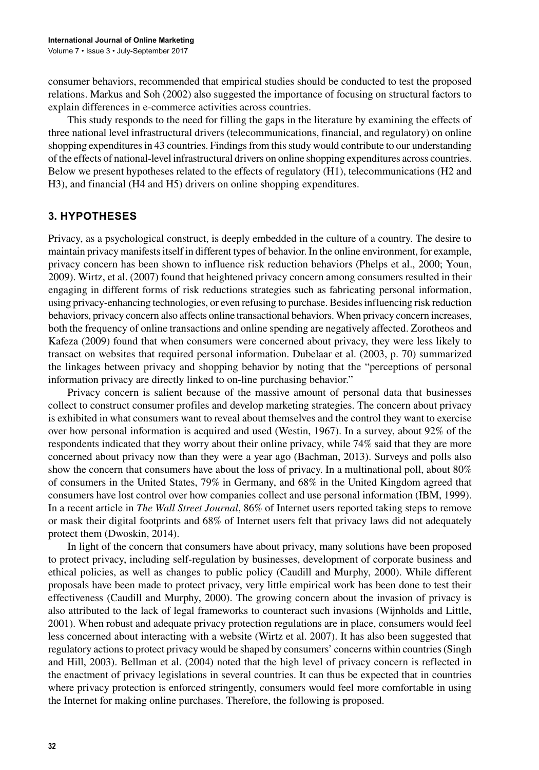consumer behaviors, recommended that empirical studies should be conducted to test the proposed relations. Markus and Soh (2002) also suggested the importance of focusing on structural factors to explain differences in e-commerce activities across countries.

This study responds to the need for filling the gaps in the literature by examining the effects of three national level infrastructural drivers (telecommunications, financial, and regulatory) on online shopping expenditures in 43 countries. Findings from this study would contribute to our understanding of the effects of national-level infrastructural drivers on online shopping expenditures across countries. Below we present hypotheses related to the effects of regulatory (H1), telecommunications (H2 and H3), and financial (H4 and H5) drivers on online shopping expenditures.

## 3. HYPOTHESES

Privacy, as a psychological construct, is deeply embedded in the culture of a country. The desire to maintain privacy manifests itself in different types of behavior. In the online environment, for example, privacy concern has been shown to influence risk reduction behaviors (Phelps et al., 2000; Youn, 2009). Wirtz, et al. (2007) found that heightened privacy concern among consumers resulted in their engaging in different forms of risk reductions strategies such as fabricating personal information, using privacy-enhancing technologies, or even refusing to purchase. Besides influencing risk reduction behaviors, privacy concern also affects online transactional behaviors. When privacy concern increases, both the frequency of online transactions and online spending are negatively affected. Zorotheos and Kafeza (2009) found that when consumers were concerned about privacy, they were less likely to transact on websites that required personal information. Dubelaar et al. (2003, p. 70) summarized the linkages between privacy and shopping behavior by noting that the "perceptions of personal information privacy are directly linked to on-line purchasing behavior."

Privacy concern is salient because of the massive amount of personal data that businesses collect to construct consumer profiles and develop marketing strategies. The concern about privacy is exhibited in what consumers want to reveal about themselves and the control they want to exercise over how personal information is acquired and used (Westin, 1967). In a survey, about 92% of the respondents indicated that they worry about their online privacy, while 74% said that they are more concerned about privacy now than they were a year ago (Bachman, 2013). Surveys and polls also show the concern that consumers have about the loss of privacy. In a multinational poll, about 80% of consumers in the United States, 79% in Germany, and 68% in the United Kingdom agreed that consumers have lost control over how companies collect and use personal information (IBM, 1999). In a recent article in *The Wall Street Journal*, 86% of Internet users reported taking steps to remove or mask their digital footprints and 68% of Internet users felt that privacy laws did not adequately protect them (Dwoskin, 2014).

In light of the concern that consumers have about privacy, many solutions have been proposed to protect privacy, including self-regulation by businesses, development of corporate business and ethical policies, as well as changes to public policy (Caudill and Murphy, 2000). While different proposals have been made to protect privacy, very little empirical work has been done to test their effectiveness (Caudill and Murphy, 2000). The growing concern about the invasion of privacy is also attributed to the lack of legal frameworks to counteract such invasions (Wijnholds and Little, 2001). When robust and adequate privacy protection regulations are in place, consumers would feel less concerned about interacting with a website (Wirtz et al. 2007). It has also been suggested that regulatory actions to protect privacy would be shaped by consumers' concerns within countries (Singh and Hill, 2003). Bellman et al. (2004) noted that the high level of privacy concern is reflected in the enactment of privacy legislations in several countries. It can thus be expected that in countries where privacy protection is enforced stringently, consumers would feel more comfortable in using the Internet for making online purchases. Therefore, the following is proposed.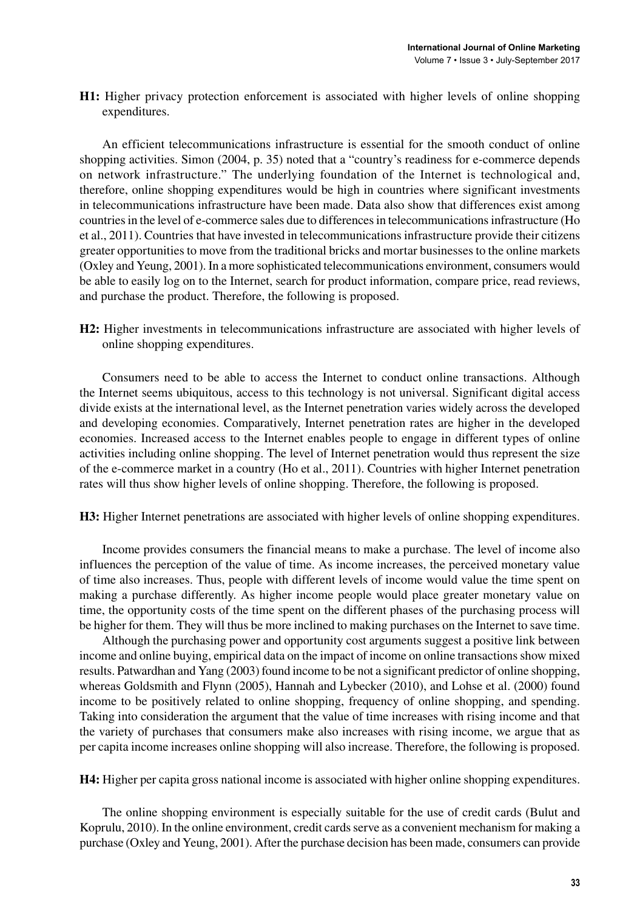**H1:** Higher privacy protection enforcement is associated with higher levels of online shopping expenditures.

An efficient telecommunications infrastructure is essential for the smooth conduct of online shopping activities. Simon (2004, p. 35) noted that a "country's readiness for e-commerce depends on network infrastructure." The underlying foundation of the Internet is technological and, therefore, online shopping expenditures would be high in countries where significant investments in telecommunications infrastructure have been made. Data also show that differences exist among countries in the level of e-commerce sales due to differences in telecommunications infrastructure (Ho et al., 2011). Countries that have invested in telecommunications infrastructure provide their citizens greater opportunities to move from the traditional bricks and mortar businesses to the online markets (Oxley and Yeung, 2001). In a more sophisticated telecommunications environment, consumers would be able to easily log on to the Internet, search for product information, compare price, read reviews, and purchase the product. Therefore, the following is proposed.

**H2:** Higher investments in telecommunications infrastructure are associated with higher levels of online shopping expenditures.

Consumers need to be able to access the Internet to conduct online transactions. Although the Internet seems ubiquitous, access to this technology is not universal. Significant digital access divide exists at the international level, as the Internet penetration varies widely across the developed and developing economies. Comparatively, Internet penetration rates are higher in the developed economies. Increased access to the Internet enables people to engage in different types of online activities including online shopping. The level of Internet penetration would thus represent the size of the e-commerce market in a country (Ho et al., 2011). Countries with higher Internet penetration rates will thus show higher levels of online shopping. Therefore, the following is proposed.

**H3:** Higher Internet penetrations are associated with higher levels of online shopping expenditures.

Income provides consumers the financial means to make a purchase. The level of income also influences the perception of the value of time. As income increases, the perceived monetary value of time also increases. Thus, people with different levels of income would value the time spent on making a purchase differently. As higher income people would place greater monetary value on time, the opportunity costs of the time spent on the different phases of the purchasing process will be higher for them. They will thus be more inclined to making purchases on the Internet to save time.

Although the purchasing power and opportunity cost arguments suggest a positive link between income and online buying, empirical data on the impact of income on online transactions show mixed results. Patwardhan and Yang (2003) found income to be not a significant predictor of online shopping, whereas Goldsmith and Flynn (2005), Hannah and Lybecker (2010), and Lohse et al. (2000) found income to be positively related to online shopping, frequency of online shopping, and spending. Taking into consideration the argument that the value of time increases with rising income and that the variety of purchases that consumers make also increases with rising income, we argue that as per capita income increases online shopping will also increase. Therefore, the following is proposed.

**H4:** Higher per capita gross national income is associated with higher online shopping expenditures.

The online shopping environment is especially suitable for the use of credit cards (Bulut and Koprulu, 2010). In the online environment, credit cards serve as a convenient mechanism for making a purchase (Oxley and Yeung, 2001). After the purchase decision has been made, consumers can provide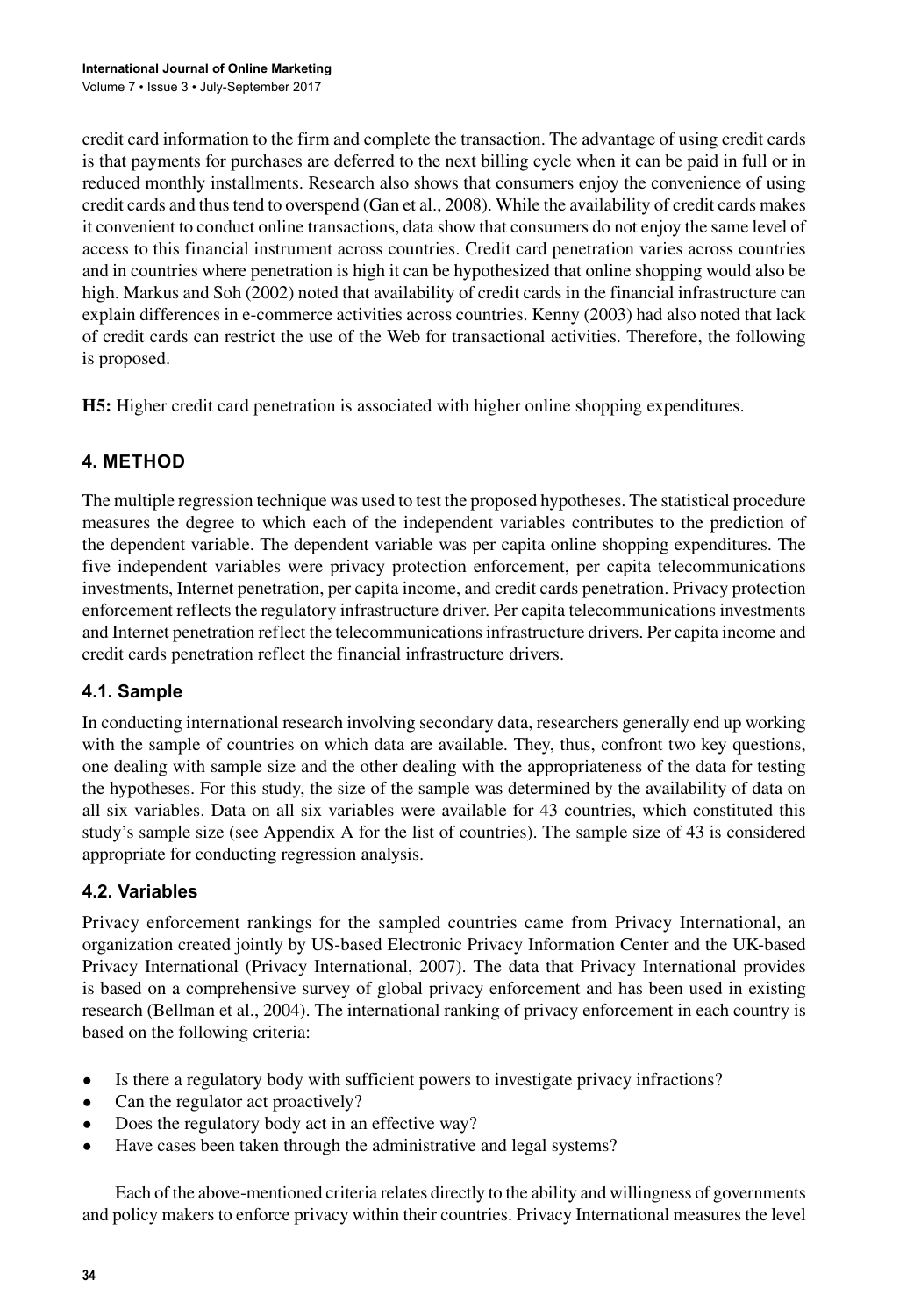credit card information to the firm and complete the transaction. The advantage of using credit cards is that payments for purchases are deferred to the next billing cycle when it can be paid in full or in reduced monthly installments. Research also shows that consumers enjoy the convenience of using credit cards and thus tend to overspend (Gan et al., 2008). While the availability of credit cards makes it convenient to conduct online transactions, data show that consumers do not enjoy the same level of access to this financial instrument across countries. Credit card penetration varies across countries and in countries where penetration is high it can be hypothesized that online shopping would also be high. Markus and Soh (2002) noted that availability of credit cards in the financial infrastructure can explain differences in e-commerce activities across countries. Kenny (2003) had also noted that lack of credit cards can restrict the use of the Web for transactional activities. Therefore, the following is proposed.

**H5:** Higher credit card penetration is associated with higher online shopping expenditures.

## 4. METHOD

The multiple regression technique was used to test the proposed hypotheses. The statistical procedure measures the degree to which each of the independent variables contributes to the prediction of the dependent variable. The dependent variable was per capita online shopping expenditures. The five independent variables were privacy protection enforcement, per capita telecommunications investments, Internet penetration, per capita income, and credit cards penetration. Privacy protection enforcement reflects the regulatory infrastructure driver. Per capita telecommunications investments and Internet penetration reflect the telecommunications infrastructure drivers. Per capita income and credit cards penetration reflect the financial infrastructure drivers.

### 4.1. Sample

In conducting international research involving secondary data, researchers generally end up working with the sample of countries on which data are available. They, thus, confront two key questions, one dealing with sample size and the other dealing with the appropriateness of the data for testing the hypotheses. For this study, the size of the sample was determined by the availability of data on all six variables. Data on all six variables were available for 43 countries, which constituted this study's sample size (see Appendix A for the list of countries). The sample size of 43 is considered appropriate for conducting regression analysis.

### 4.2. Variables

Privacy enforcement rankings for the sampled countries came from Privacy International, an organization created jointly by US-based Electronic Privacy Information Center and the UK-based Privacy International (Privacy International, 2007). The data that Privacy International provides is based on a comprehensive survey of global privacy enforcement and has been used in existing research (Bellman et al., 2004). The international ranking of privacy enforcement in each country is based on the following criteria:

- Is there a regulatory body with sufficient powers to investigate privacy infractions?
- Can the regulator act proactively?
- Does the regulatory body act in an effective way?
- Have cases been taken through the administrative and legal systems?

Each of the above-mentioned criteria relates directly to the ability and willingness of governments and policy makers to enforce privacy within their countries. Privacy International measures the level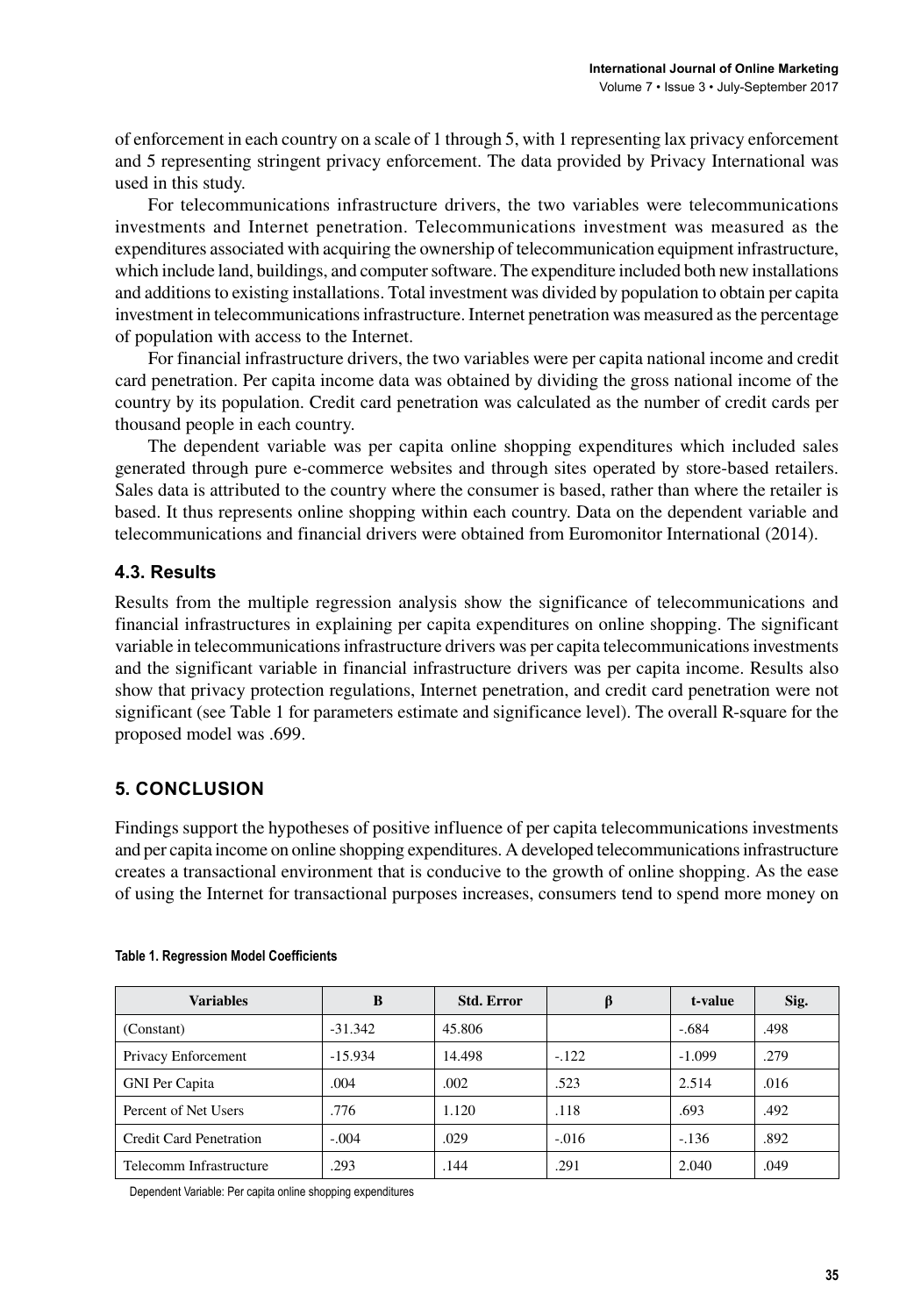of enforcement in each country on a scale of 1 through 5, with 1 representing lax privacy enforcement and 5 representing stringent privacy enforcement. The data provided by Privacy International was used in this study.

For telecommunications infrastructure drivers, the two variables were telecommunications investments and Internet penetration. Telecommunications investment was measured as the expenditures associated with acquiring the ownership of telecommunication equipment infrastructure, which include land, buildings, and computer software. The expenditure included both new installations and additions to existing installations. Total investment was divided by population to obtain per capita investment in telecommunications infrastructure. Internet penetration was measured as the percentage of population with access to the Internet.

For financial infrastructure drivers, the two variables were per capita national income and credit card penetration. Per capita income data was obtained by dividing the gross national income of the country by its population. Credit card penetration was calculated as the number of credit cards per thousand people in each country.

The dependent variable was per capita online shopping expenditures which included sales generated through pure e-commerce websites and through sites operated by store-based retailers. Sales data is attributed to the country where the consumer is based, rather than where the retailer is based. It thus represents online shopping within each country. Data on the dependent variable and telecommunications and financial drivers were obtained from Euromonitor International (2014).

### 4.3. Results

Results from the multiple regression analysis show the significance of telecommunications and financial infrastructures in explaining per capita expenditures on online shopping. The significant variable in telecommunications infrastructure drivers was per capita telecommunications investments and the significant variable in financial infrastructure drivers was per capita income. Results also show that privacy protection regulations, Internet penetration, and credit card penetration were not significant (see Table 1 for parameters estimate and significance level). The overall R-square for the proposed model was .699.

## 5. CONCLUSION

Findings support the hypotheses of positive influence of per capita telecommunications investments and per capita income on online shopping expenditures. A developed telecommunications infrastructure creates a transactional environment that is conducive to the growth of online shopping. As the ease of using the Internet for transactional purposes increases, consumers tend to spend more money on

**Table 1. Regression Model Coefficients**

| Variables | B | Std. Error | β | t-value | Sig. |
|---|---|---|---|---|---|
| (Constant) | -31.342 | 45.806 | | -.684 | .498 |
| Privacy Enforcement | -15.934 | 14.498 | -.122 | -1.099 | .279 |
| GNI Per Capita | .004 | .002 | .523 | 2.514 | .016 |
| Percent of Net Users | .776 | 1.120 | .118 | .693 | .492 |
| Credit Card Penetration | -.004 | .029 | -.016 | -.136 | .892 |
| Telecomm Infrastructure | .293 | .144 | .291 | 2.040 | .049 |

Dependent Variable: Per capita online shopping expenditures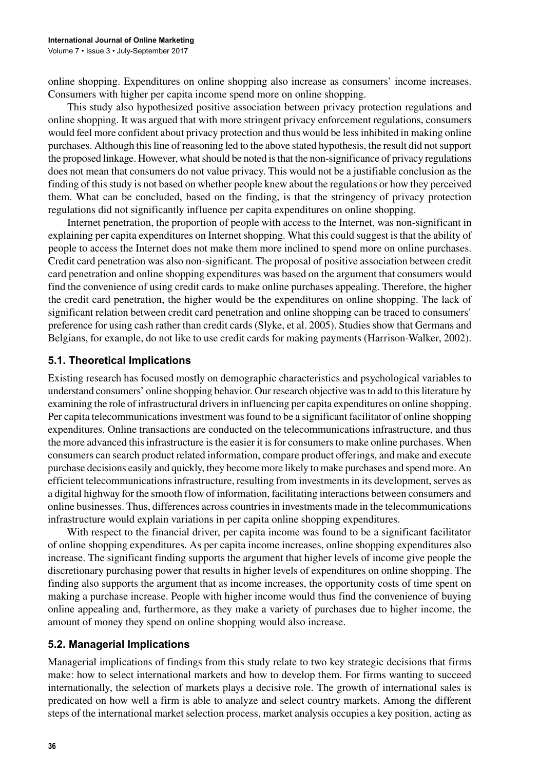online shopping. Expenditures on online shopping also increase as consumers' income increases. Consumers with higher per capita income spend more on online shopping.

This study also hypothesized positive association between privacy protection regulations and online shopping. It was argued that with more stringent privacy enforcement regulations, consumers would feel more confident about privacy protection and thus would be less inhibited in making online purchases. Although this line of reasoning led to the above stated hypothesis, the result did not support the proposed linkage. However, what should be noted is that the non-significance of privacy regulations does not mean that consumers do not value privacy. This would not be a justifiable conclusion as the finding of this study is not based on whether people knew about the regulations or how they perceived them. What can be concluded, based on the finding, is that the stringency of privacy protection regulations did not significantly influence per capita expenditures on online shopping.

Internet penetration, the proportion of people with access to the Internet, was non-significant in explaining per capita expenditures on Internet shopping. What this could suggest is that the ability of people to access the Internet does not make them more inclined to spend more on online purchases. Credit card penetration was also non-significant. The proposal of positive association between credit card penetration and online shopping expenditures was based on the argument that consumers would find the convenience of using credit cards to make online purchases appealing. Therefore, the higher the credit card penetration, the higher would be the expenditures on online shopping. The lack of significant relation between credit card penetration and online shopping can be traced to consumers' preference for using cash rather than credit cards (Slyke, et al. 2005). Studies show that Germans and Belgians, for example, do not like to use credit cards for making payments (Harrison-Walker, 2002).

## 5.1. Theoretical Implications

Existing research has focused mostly on demographic characteristics and psychological variables to understand consumers' online shopping behavior. Our research objective was to add to this literature by examining the role of infrastructural drivers in influencing per capita expenditures on online shopping. Per capita telecommunications investment was found to be a significant facilitator of online shopping expenditures. Online transactions are conducted on the telecommunications infrastructure, and thus the more advanced this infrastructure is the easier it is for consumers to make online purchases. When consumers can search product related information, compare product offerings, and make and execute purchase decisions easily and quickly, they become more likely to make purchases and spend more. An efficient telecommunications infrastructure, resulting from investments in its development, serves as a digital highway for the smooth flow of information, facilitating interactions between consumers and online businesses. Thus, differences across countries in investments made in the telecommunications infrastructure would explain variations in per capita online shopping expenditures.

With respect to the financial driver, per capita income was found to be a significant facilitator of online shopping expenditures. As per capita income increases, online shopping expenditures also increase. The significant finding supports the argument that higher levels of income give people the discretionary purchasing power that results in higher levels of expenditures on online shopping. The finding also supports the argument that as income increases, the opportunity costs of time spent on making a purchase increase. People with higher income would thus find the convenience of buying online appealing and, furthermore, as they make a variety of purchases due to higher income, the amount of money they spend on online shopping would also increase.

## 5.2. Managerial Implications

Managerial implications of findings from this study relate to two key strategic decisions that firms make: how to select international markets and how to develop them. For firms wanting to succeed internationally, the selection of markets plays a decisive role. The growth of international sales is predicated on how well a firm is able to analyze and select country markets. Among the different steps of the international market selection process, market analysis occupies a key position, acting as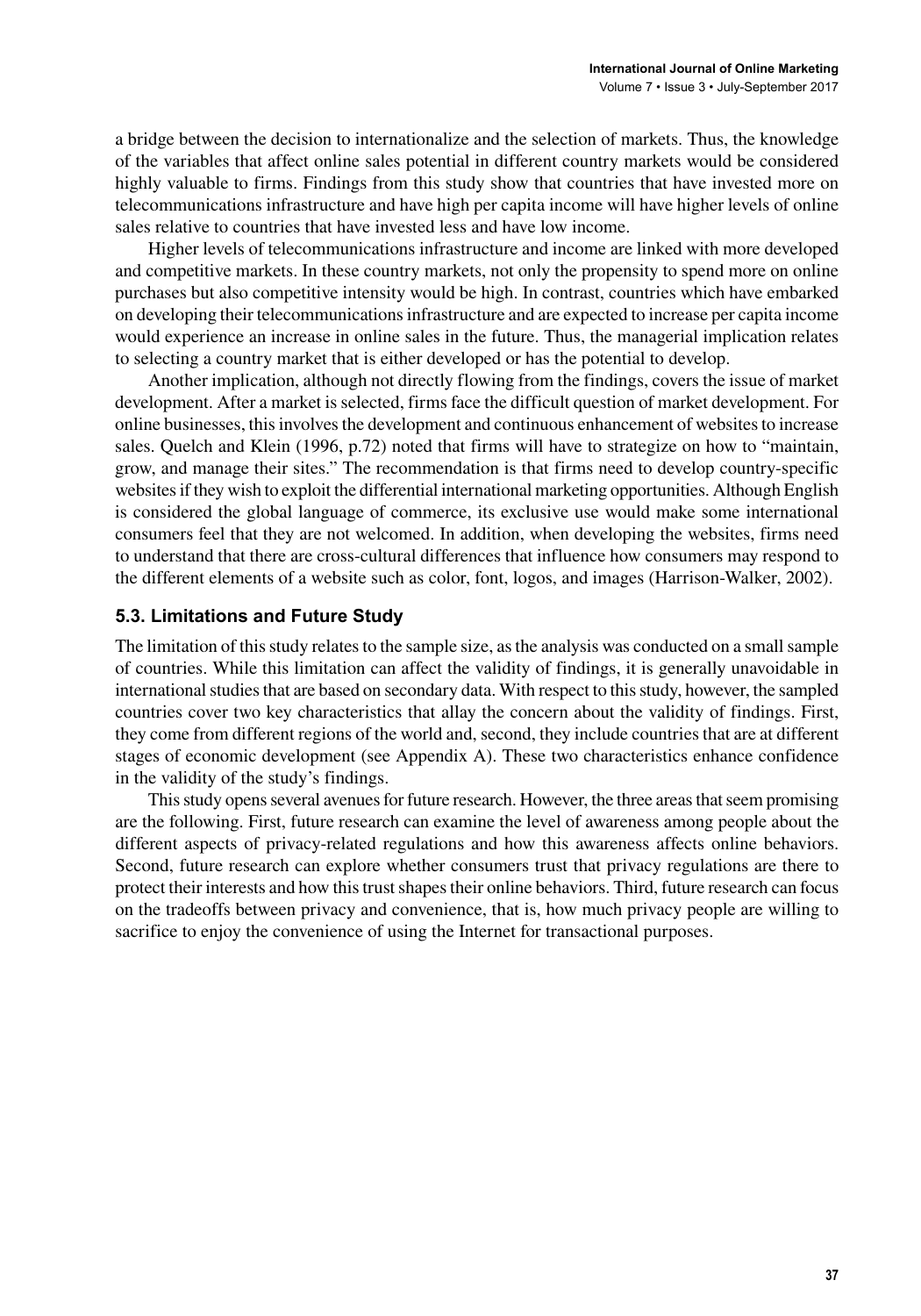a bridge between the decision to internationalize and the selection of markets. Thus, the knowledge of the variables that affect online sales potential in different country markets would be considered highly valuable to firms. Findings from this study show that countries that have invested more on telecommunications infrastructure and have high per capita income will have higher levels of online sales relative to countries that have invested less and have low income.

Higher levels of telecommunications infrastructure and income are linked with more developed and competitive markets. In these country markets, not only the propensity to spend more on online purchases but also competitive intensity would be high. In contrast, countries which have embarked on developing their telecommunications infrastructure and are expected to increase per capita income would experience an increase in online sales in the future. Thus, the managerial implication relates to selecting a country market that is either developed or has the potential to develop.

Another implication, although not directly flowing from the findings, covers the issue of market development. After a market is selected, firms face the difficult question of market development. For online businesses, this involves the development and continuous enhancement of websites to increase sales. Quelch and Klein (1996, p.72) noted that firms will have to strategize on how to "maintain, grow, and manage their sites." The recommendation is that firms need to develop country-specific websites if they wish to exploit the differential international marketing opportunities. Although English is considered the global language of commerce, its exclusive use would make some international consumers feel that they are not welcomed. In addition, when developing the websites, firms need to understand that there are cross-cultural differences that influence how consumers may respond to the different elements of a website such as color, font, logos, and images (Harrison-Walker, 2002).

### 5.3. Limitations and Future Study

The limitation of this study relates to the sample size, as the analysis was conducted on a small sample of countries. While this limitation can affect the validity of findings, it is generally unavoidable in international studies that are based on secondary data. With respect to this study, however, the sampled countries cover two key characteristics that allay the concern about the validity of findings. First, they come from different regions of the world and, second, they include countries that are at different stages of economic development (see Appendix A). These two characteristics enhance confidence in the validity of the study's findings.

This study opens several avenues for future research. However, the three areas that seem promising are the following. First, future research can examine the level of awareness among people about the different aspects of privacy-related regulations and how this awareness affects online behaviors. Second, future research can explore whether consumers trust that privacy regulations are there to protect their interests and how this trust shapes their online behaviors. Third, future research can focus on the tradeoffs between privacy and convenience, that is, how much privacy people are willing to sacrifice to enjoy the convenience of using the Internet for transactional purposes.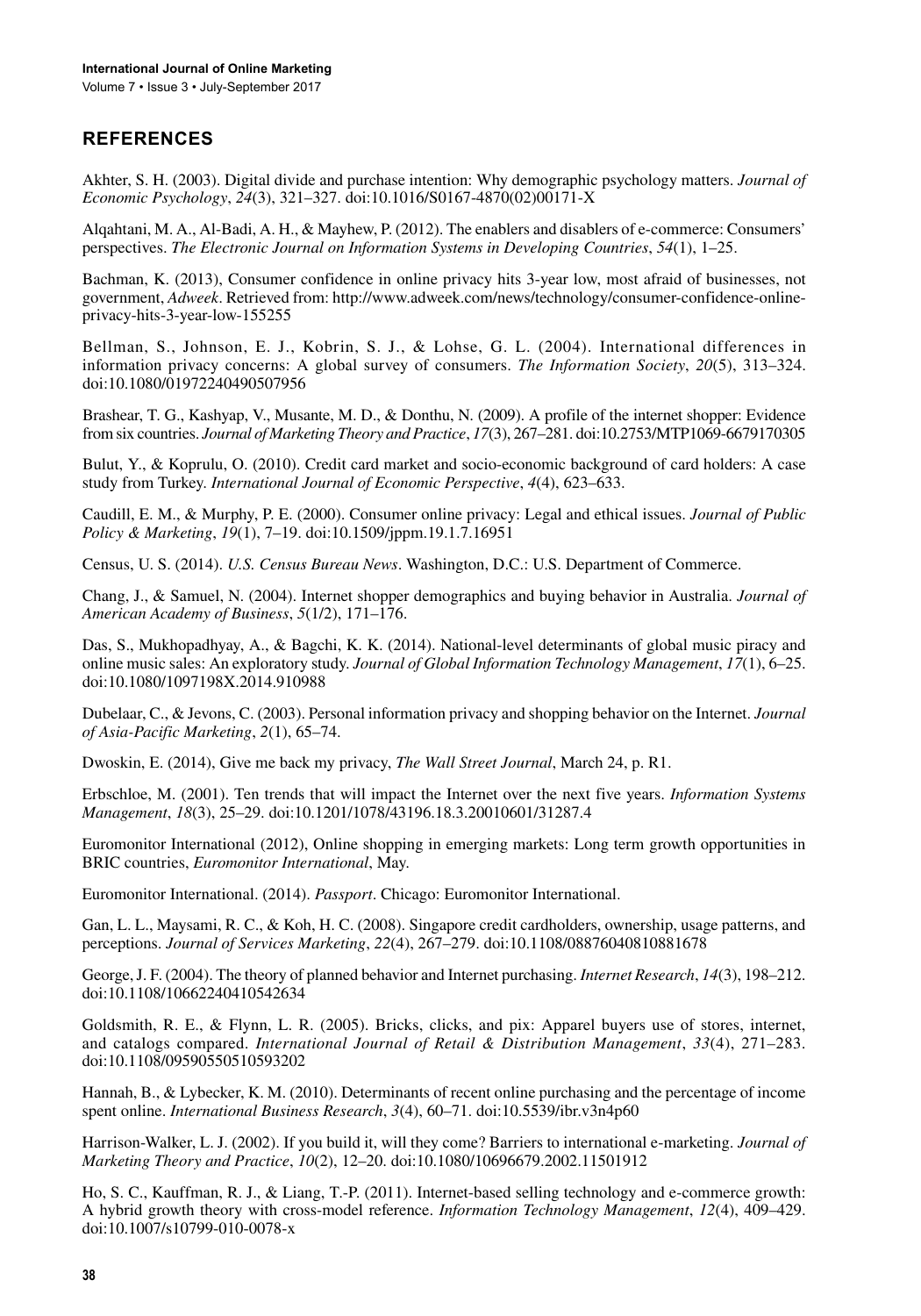## REFERENCES

Akhter, S. H. (2003). Digital divide and purchase intention: Why demographic psychology matters. *Journal of Economic Psychology*, *24*(3), 321–327. doi:10.1016/S0167-4870(02)00171-X

Alqahtani, M. A., Al-Badi, A. H., & Mayhew, P. (2012). The enablers and disablers of e-commerce: Consumers' perspectives. *The Electronic Journal on Information Systems in Developing Countries*, *54*(1), 1–25.

Bachman, K. (2013), Consumer confidence in online privacy hits 3-year low, most afraid of businesses, not government, *Adweek*. Retrieved from: http://www.adweek.com/news/technology/consumer-confidence-online-privacy-hits-3-year-low-155255

Bellman, S., Johnson, E. J., Kobrin, S. J., & Lohse, G. L. (2004). International differences in information privacy concerns: A global survey of consumers. *The Information Society*, *20*(5), 313–324. doi:10.1080/01972240490507956

Brashear, T. G., Kashyap, V., Musante, M. D., & Donthu, N. (2009). A profile of the internet shopper: Evidence from six countries. *Journal of Marketing Theory and Practice*, *17*(3), 267–281. doi:10.2753/MTP1069-6679170305

Bulut, Y., & Koprulu, O. (2010). Credit card market and socio-economic background of card holders: A case study from Turkey. *International Journal of Economic Perspective*, *4*(4), 623–633.

Caudill, E. M., & Murphy, P. E. (2000). Consumer online privacy: Legal and ethical issues. *Journal of Public Policy & Marketing*, *19*(1), 7–19. doi:10.1509/jppm.19.1.7.16951

Census, U. S. (2014). *U.S. Census Bureau News*. Washington, D.C.: U.S. Department of Commerce.

Chang, J., & Samuel, N. (2004). Internet shopper demographics and buying behavior in Australia. *Journal of American Academy of Business*, *5*(1/2), 171–176.

Das, S., Mukhopadhyay, A., & Bagchi, K. K. (2014). National-level determinants of global music piracy and online music sales: An exploratory study. *Journal of Global Information Technology Management*, *17*(1), 6–25. doi:10.1080/1097198X.2014.910988

Dubelaar, C., & Jevons, C. (2003). Personal information privacy and shopping behavior on the Internet. *Journal of Asia-Pacific Marketing*, *2*(1), 65–74.

Dwoskin, E. (2014), Give me back my privacy, *The Wall Street Journal*, March 24, p. R1.

Erbschloe, M. (2001). Ten trends that will impact the Internet over the next five years. *Information Systems Management*, *18*(3), 25–29. doi:10.1201/1078/43196.18.3.20010601/31287.4

Euromonitor International (2012), Online shopping in emerging markets: Long term growth opportunities in BRIC countries, *Euromonitor International*, May.

Euromonitor International. (2014). *Passport*. Chicago: Euromonitor International.

Gan, L. L., Maysami, R. C., & Koh, H. C. (2008). Singapore credit cardholders, ownership, usage patterns, and perceptions. *Journal of Services Marketing*, *22*(4), 267–279. doi:10.1108/08876040810881678

George, J. F. (2004). The theory of planned behavior and Internet purchasing. *Internet Research*, *14*(3), 198–212. doi:10.1108/10662240410542634

Goldsmith, R. E., & Flynn, L. R. (2005). Bricks, clicks, and pix: Apparel buyers use of stores, internet, and catalogs compared. *International Journal of Retail & Distribution Management*, *33*(4), 271–283. doi:10.1108/09590550510593202

Hannah, B., & Lybecker, K. M. (2010). Determinants of recent online purchasing and the percentage of income spent online. *International Business Research*, *3*(4), 60–71. doi:10.5539/ibr.v3n4p60

Harrison-Walker, L. J. (2002). If you build it, will they come? Barriers to international e-marketing. *Journal of Marketing Theory and Practice*, *10*(2), 12–20. doi:10.1080/10696679.2002.11501912

Ho, S. C., Kauffman, R. J., & Liang, T.-P. (2011). Internet-based selling technology and e-commerce growth: A hybrid growth theory with cross-model reference. *Information Technology Management*, *12*(4), 409–429. doi:10.1007/s10799-010-0078-x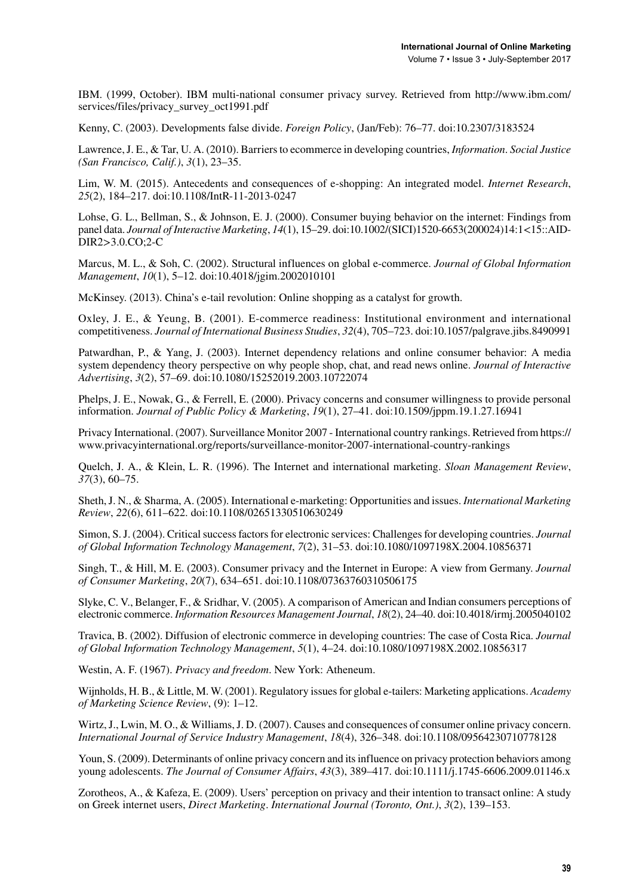IBM. (1999, October). IBM multi-national consumer privacy survey. Retrieved from http://www.ibm.com/services/files/privacy_survey_oct1991.pdf

Kenny, C. (2003). Developments false divide. *Foreign Policy*, (Jan/Feb): 76–77. doi:10.2307/3183524

Lawrence, J. E., & Tar, U. A. (2010). Barriers to ecommerce in developing countries, *Information*. *Social Justice (San Francisco, Calif.)*, *3*(1), 23–35.

Lim, W. M. (2015). Antecedents and consequences of e-shopping: An integrated model. *Internet Research*, *25*(2), 184–217. doi:10.1108/IntR-11-2013-0247

Lohse, G. L., Bellman, S., & Johnson, E. J. (2000). Consumer buying behavior on the internet: Findings from panel data. *Journal of Interactive Marketing*, *14*(1), 15–29. doi:10.1002/(SICI)1520-6653(200024)14:1<15::AID-DIR2>3.0.CO;2-C

Marcus, M. L., & Soh, C. (2002). Structural influences on global e-commerce. *Journal of Global Information Management*, *10*(1), 5–12. doi:10.4018/jgim.2002010101

McKinsey. (2013). China's e-tail revolution: Online shopping as a catalyst for growth.

Oxley, J. E., & Yeung, B. (2001). E-commerce readiness: Institutional environment and international competitiveness. *Journal of International Business Studies*, *32*(4), 705–723. doi:10.1057/palgrave.jibs.8490991

Patwardhan, P., & Yang, J. (2003). Internet dependency relations and online consumer behavior: A media system dependency theory perspective on why people shop, chat, and read news online. *Journal of Interactive Advertising*, *3*(2), 57–69. doi:10.1080/15252019.2003.10722074

Phelps, J. E., Nowak, G., & Ferrell, E. (2000). Privacy concerns and consumer willingness to provide personal information. *Journal of Public Policy & Marketing*, *19*(1), 27–41. doi:10.1509/jppm.19.1.27.16941

Privacy International. (2007). Surveillance Monitor 2007 - International country rankings. Retrieved from https://www.privacyinternational.org/reports/surveillance-monitor-2007-international-country-rankings

Quelch, J. A., & Klein, L. R. (1996). The Internet and international marketing. *Sloan Management Review*, *37*(3), 60–75.

Sheth, J. N., & Sharma, A. (2005). International e-marketing: Opportunities and issues. *International Marketing Review*, *22*(6), 611–622. doi:10.1108/02651330510630249

Simon, S. J. (2004). Critical success factors for electronic services: Challenges for developing countries. *Journal of Global Information Technology Management*, *7*(2), 31–53. doi:10.1080/1097198X.2004.10856371

Singh, T., & Hill, M. E. (2003). Consumer privacy and the Internet in Europe: A view from Germany. *Journal of Consumer Marketing*, *20*(7), 634–651. doi:10.1108/07363760310506175

Slyke, C. V., Belanger, F., & Sridhar, V. (2005). A comparison of American and Indian consumers perceptions of electronic commerce. *Information Resources Management Journal*, *18*(2), 24–40. doi:10.4018/irmj.2005040102

Travica, B. (2002). Diffusion of electronic commerce in developing countries: The case of Costa Rica. *Journal of Global Information Technology Management*, *5*(1), 4–24. doi:10.1080/1097198X.2002.10856317

Westin, A. F. (1967). *Privacy and freedom*. New York: Atheneum.

Wijnholds, H. B., & Little, M. W. (2001). Regulatory issues for global e-tailers: Marketing applications. *Academy of Marketing Science Review*, (9): 1–12.

Wirtz, J., Lwin, M. O., & Williams, J. D. (2007). Causes and consequences of consumer online privacy concern. *International Journal of Service Industry Management*, *18*(4), 326–348. doi:10.1108/09564230710778128

Youn, S. (2009). Determinants of online privacy concern and its influence on privacy protection behaviors among young adolescents. *The Journal of Consumer Affairs*, *43*(3), 389–417. doi:10.1111/j.1745-6606.2009.01146.x

Zorotheos, A., & Kafeza, E. (2009). Users' perception on privacy and their intention to transact online: A study on Greek internet users, *Direct Marketing*. *International Journal (Toronto, Ont.)*, *3*(2), 139–153.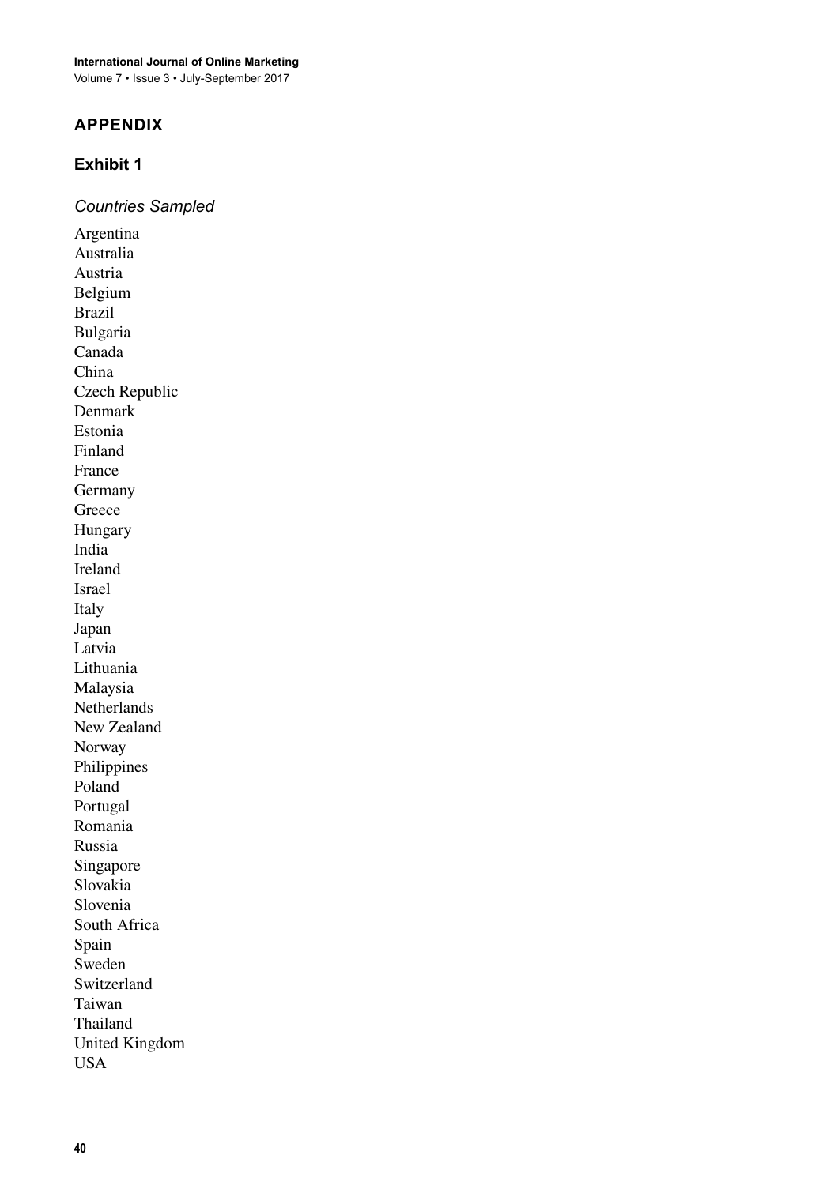## APPENDIX

### Exhibit 1

*Countries Sampled*

Argentina
Australia
Austria
Belgium
Brazil
Bulgaria
Canada
China
Czech Republic
Denmark
Estonia
Finland
France
Germany
Greece
Hungary
India
Ireland
Israel
Italy
Japan
Latvia
Lithuania
Malaysia
Netherlands
New Zealand
Norway
Philippines
Poland
Portugal
Romania
Russia
Singapore
Slovakia
Slovenia
South Africa
Spain
Sweden
Switzerland
Taiwan
Thailand
United Kingdom
USA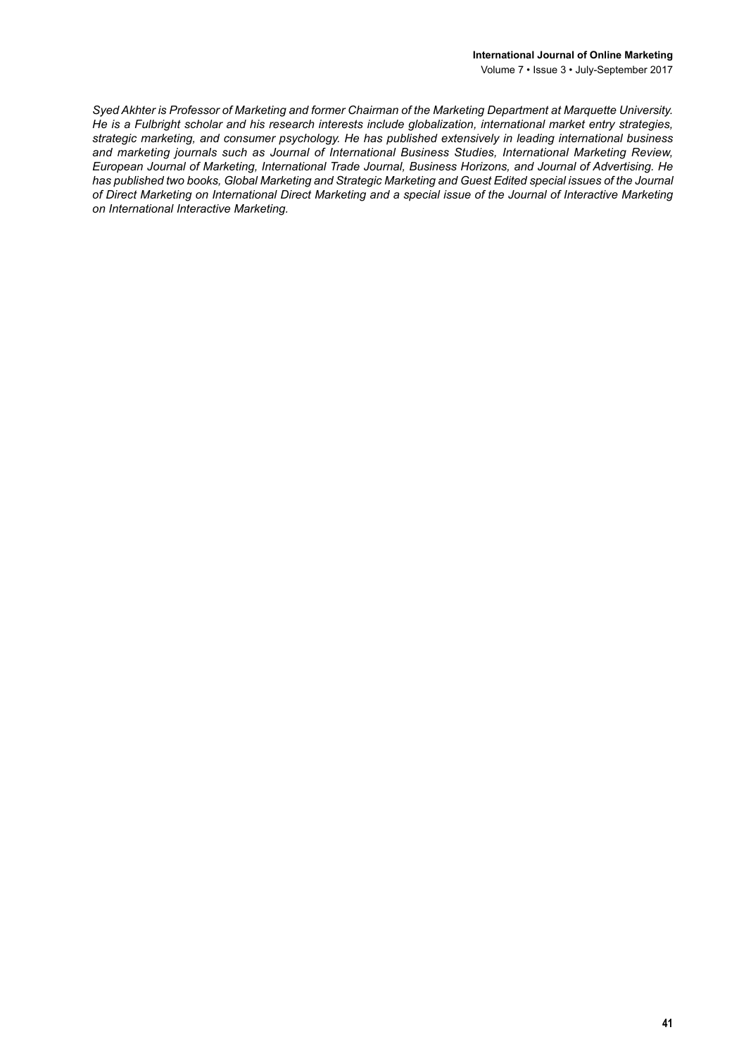*Syed Akhter is Professor of Marketing and former Chairman of the Marketing Department at Marquette University. He is a Fulbright scholar and his research interests include globalization, international market entry strategies, strategic marketing, and consumer psychology. He has published extensively in leading international business and marketing journals such as Journal of International Business Studies, International Marketing Review, European Journal of Marketing, International Trade Journal, Business Horizons, and Journal of Advertising. He has published two books, Global Marketing and Strategic Marketing and Guest Edited special issues of the Journal of Direct Marketing on International Direct Marketing and a special issue of the Journal of Interactive Marketing on International Interactive Marketing.*